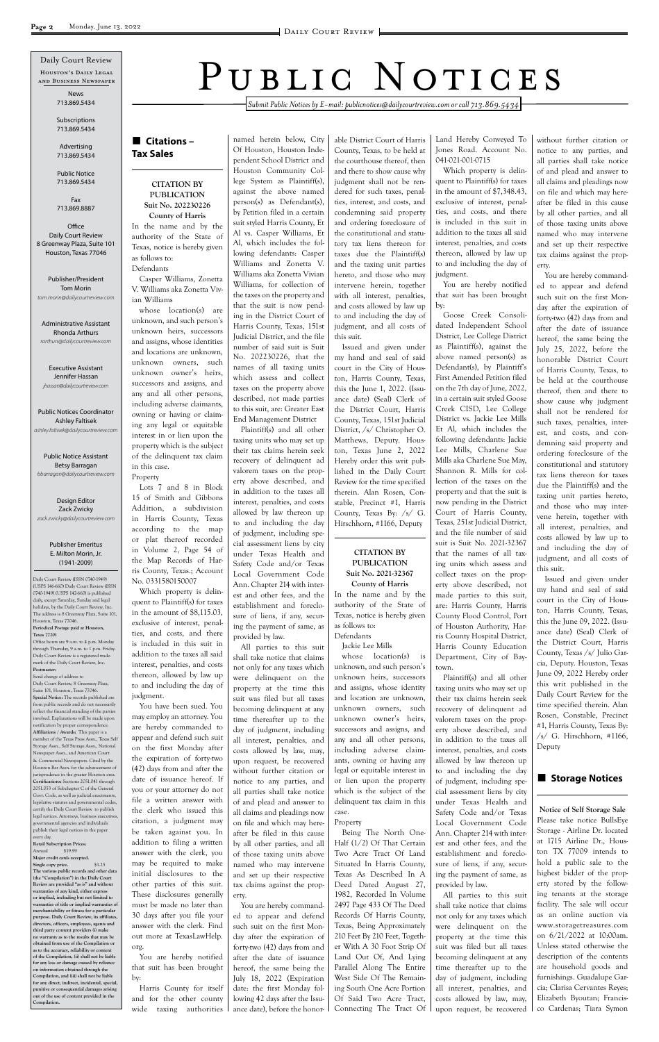# Public Notices

*Submit Public Notices by E-mail: publicnotices@dailycourtreview.com or call 713.869.5434*

Daily Court Review
Houston's Daily Legal and Business Newspaper

News
713.869.5434

Subscriptions
713.869.5434

Advertising
713.869.5434

Public Notice
713.869.5434

Fax
713.869.8887

Office
Daily Court Review
8 Greenway Plaza, Suite 101
Houston, Texas 77046

Publisher/President
Tom Morin
*tom.morin@dailycourtreview.com*

Administrative Assistant
Rhonda Arthurs
*rarthurs@dailycourtreview.com*

Executive Assistant
Jennifer Hassan
*jhassan@dailycourtreview.com*

Public Notices Coordinator
Ashley Faltisek
*ashley.faltisek@dailycourtreview.com*

Public Notice Assistant
Betsy Barragan
*bbarragan@dailycourtreview.com*

Design Editor
Zack Zwicky
*zack.zwicky@dailycourtreview.com*

Publisher Emeritus
E. Milton Morin, Jr.
(1941-2009)

Daily Court Review (ISSN 0740-1949) (USPS 146-660) Daily Court Review (ISSN 0740-1949) (USPS 142-660) is published daily, except Saturday, Sunday and legal holidays, by the Daily Court Review, Inc. The address is 8 Greenway Plaza, Suite 101, Houston, Texas 77046.
**Periodical Postage paid at Houston, Texas 77201**
Office hours are 9 a.m. to 4 p.m. Monday through Thursday, 9 a.m. to 1 p.m. Friday. Daily Court Review is a registered trademark of the Daily Court Review, Inc.
**Postmaster:**
Send change of address to
Daily Court Review, 8 Greenway Plaza, Suite 101, Houston, Texas 77046.
**Special Notice:** The records published are from public records and do not necessarily reflect the financial standing of the parties involved. Explanations will be made upon notification by proper correspondence.
**Affiliations / Awards:** This paper is a member of the Texas Press Assn., Texas Self Storage Assn., Self Storage Assn., National Newspaper Assn., and American Court & Commercial Newspapers. Cited by the Houston Bar Assn. for the advancement of jurisprudence in the greater Houston area.
**Certifications:** Sections 2051.041 through 2051.053 of Subchapter C of the General Govt. Code, as well as judicial enactments, legislative statutes and governmental codes, certify the Daily Court Review to publish legal notices. Attorneys, business executives, governmental agencies and individuals publish their legal notices in the paper every day.
**Retail Subscription Prices:**
Annual $19.99
**Major credit cards accepted.**
**Single copy price. $1.25**
**The various public records and other data (the "Compilation") in the Daily Court Review are provided "as is" and without warranties of any kind, either express or implied, including but not limited to warranties of title or implied warranties of merchantability or fitness for a particular purpose. Daily Court Review, its affiliates, directors, officers, employees, agents and third party content providers (i) make no warranty as to the results that may be obtained from use of the Compilation or as to the accuracy, reliability or content of the Compilation, (ii) shall not be liable for any loss or damage caused by reliance on information obtained through the Compilation, and (iii) shall not be liable for any direct, indirect, incidental, special, punitive or consequential damages arising out of the use of content provided in the Compilation.**

## Citations – Tax Sales

**CITATION BY PUBLICATION**
**Suit No. 202230226**
**County of Harris**

In the name and by the authority of the State of Texas, notice is hereby given as follows to:

Defendants

Casper Williams, Zonetta V. Williams aka Zonetta Vivian Williams

whose location(s) are unknown, and such person's unknown heirs, successors and assigns, whose identities and locations are unknown, unknown owners, such unknown owner's heirs, successors and assigns, and any and all other persons, including adverse claimants, owning or having or claiming any legal or equitable interest in or lien upon the property which is the subject of the delinquent tax claim in this case.

Property

Lots 7 and 8 in Block 15 of Smith and Gibbons Addition, a subdivision in Harris County, Texas according to the map or plat thereof recorded in Volume 2, Page 54 of the Map Records of Harris County, Texas.; Account No. 0331580150007

Which property is delinquent to Plaintiff(s) for taxes in the amount of $8,115.03, exclusive of interest, penalties, and costs, and there is included in this suit in addition to the taxes all said interest, penalties, and costs thereon, allowed by law up to and including the day of judgment.

You have been sued. You may employ an attorney. You are hereby commanded to appear and defend suit on the first Monday after the expiration of forty-two (42) days from and after the date of issuance hereof. If you or your attorney do not file a written answer with the clerk who issued this citation, a judgment may be taken against you. In addition to filing a written answer with the clerk, you may be required to make initial disclosures to the other parties of this suit. These disclosures generally must be made no later than 30 days after you file your answer with the clerk. Find out more at TexasLawHelp.org.

You are hereby notified that suit has been brought by:

Harris County for itself and for the other county wide taxing authorities named herein below, City Of Houston, Houston Independent School District and Houston Community College System as Plaintiff(s), against the above named person(s) as Defendant(s), by Petition filed in a certain suit styled Harris County, Et Al vs. Casper Williams, Et Al, which includes the following defendants: Casper Williams and Zonetta V. Williams aka Zonetta Vivian Williams, for collection of the taxes on the property and that the suit is now pending in the District Court of Harris County, Texas, 151st Judicial District, and the file number of said suit is Suit No. 202230226, that the names of all taxing units which assess and collect taxes on the property above described, not made parties to this suit, are: Greater East End Management District

Plaintiff(s) and all other taxing units who may set up their tax claims herein seek recovery of delinquent ad valorem taxes on the property above described, and in addition to the taxes all interest, penalties, and costs allowed by law thereon up to and including the day of judgment, including special assessment liens by city under Texas Health and Safety Code and/or Texas Local Government Code Ann. Chapter 214 with interest and other fees, and the establishment and foreclosure of liens, if any, securing the payment of same, as provided by law.

All parties to this suit shall take notice that claims not only for any taxes which were delinquent on the property at the time this suit was filed but all taxes becoming delinquent at any time thereafter up to the day of judgment, including all interest, penalties, and costs allowed by law, may, upon request, be recovered without further citation or notice to any parties, and all parties shall take notice of and plead and answer to all claims and pleadings now on file and which may hereafter be filed in this cause by all other parties, and all of those taxing units above named who may intervene and set up their respective tax claims against the property.

You are hereby commanded to appear and defend such suit on the first Monday after the expiration of forty-two (42) days from and after the date of issuance hereof, the same being the July 18, 2022 (Expiration date: the first Monday following 42 days after the issuance date), before the honorable District Court of Harris County, Texas, to be held at the courthouse thereof, then and there to show cause why judgment shall not be rendered for such taxes, penalties, interest, and costs, and condemning said property and ordering foreclosure of the constitutional and statutory tax liens thereon for taxes due the Plaintiff(s) and the taxing unit parties hereto, and those who may intervene herein, together with all interest, penalties, and costs allowed by law up to and including the day of judgment, and all costs of this suit.

Issued and given under my hand and seal of said court in the City of Houston, Harris County, Texas, this the June 1, 2022. (Issuance date) (Seal) Clerk of the District Court, Harris County, Texas, 151st Judicial District, /s/ Christopher O. Matthews, Deputy. Houston, Texas June 2, 2022 Hereby order this writ published in the Daily Court Review for the time specified therein. Alan Rosen, Constable, Precinct #1, Harris County, Texas By: /s/ G. Hirschhorn, #1166, Deputy

**CITATION BY PUBLICATION**
**Suit No. 2021-32367**
**County of Harris**

In the name and by the authority of the State of Texas, notice is hereby given as follows to:

Defendants

Jackie Lee Mills

whose location(s) is unknown, and such person's unknown heirs, successors and assigns, whose identity and location are unknown, unknown owners, such unknown owner's heirs, successors and assigns, and any and all other persons, including adverse claimants, owning or having any legal or equitable interest in or lien upon the property which is the subject of the delinquent tax claim in this case.

Property

Being The North One-Half (1/2) Of That Certain Two Acre Tract Of Land Situated In Harris County, Texas As Described In A Deed Dated August 27, 1982, Recorded In Volume 2497 Page 433 Of The Deed Records Of Harris County, Texas, Being Approximately 210 Feet By 210 Feet, Together With A 30 Foot Strip Of Land Out Of, And Lying Parallel Along The Entire West Side Of The Remaining South One Acre Portion Of Said Two Acre Tract, Connecting The Tract Of Land Hereby Conveyed To Jones Road. Account No. 041-021-001-0715

Which property is delinquent to Plaintiff(s) for taxes in the amount of $7,348.43, exclusive of interest, penalties, and costs, and there is included in this suit in addition to the taxes all said interest, penalties, and costs thereon, allowed by law up to and including the day of judgment.

You are hereby notified that suit has been brought by:

Goose Creek Consolidated Independent School District, Lee College District as Plaintiff(s), against the above named person(s) as Defendant(s), by Plaintiff's First Amended Petition filed on the 7th day of June, 2022, in a certain suit styled Goose Creek CISD, Lee College District vs. Jackie Lee Mills Et Al, which includes the following defendants: Jackie Lee Mills, Charlene Sue Mills aka Charlene Sue May, Shannon R. Mills for collection of the taxes on the property and that the suit is now pending in the District Court of Harris County, Texas, 251st Judicial District, and the file number of said suit is Suit No. 2021-32367 that the names of all taxing units which assess and collect taxes on the property above described, not made parties to this suit, are: Harris County, Harris County Flood Control, Port of Houston Authority, Harris County Hospital District, Harris County Education Department, City of Baytown.

Plaintiff(s) and all other taxing units who may set up their tax claims herein seek recovery of delinquent ad valorem taxes on the property above described, and in addition to the taxes all interest, penalties, and costs allowed by law thereon up to and including the day of judgment, including special assessment liens by city under Texas Health and Safety Code and/or Texas Local Government Code Ann. Chapter 214 with interest and other fees, and the establishment and foreclosure of liens, if any, securing the payment of same, as provided by law.

All parties to this suit shall take notice that claims not only for any taxes which were delinquent on the property at the time this suit was filed but all taxes becoming delinquent at any time thereafter up to the day of judgment, including all interest, penalties, and costs allowed by law, may, upon request, be recovered without further citation or notice to any parties, and all parties shall take notice of and plead and answer to all claims and pleadings now on file and which may hereafter be filed in this cause by all other parties, and all of those taxing units above named who may intervene and set up their respective tax claims against the property.

You are hereby commanded to appear and defend such suit on the first Monday after the expiration of forty-two (42) days from and after the date of issuance hereof, the same being the July 25, 2022, before the honorable District Court of Harris County, Texas, to be held at the courthouse thereof, then and there to show cause why judgment shall not be rendered for such taxes, penalties, interest, and costs, and condemning said property and ordering foreclosure of the constitutional and statutory tax liens thereon for taxes due the Plaintiff(s) and the taxing unit parties hereto, and those who may intervene herein, together with all interest, penalties, and costs allowed by law up to and including the day of judgment, and all costs of this suit.

Issued and given under my hand and seal of said court in the City of Houston, Harris County, Texas, this the June 09, 2022. (Issuance date) (Seal) Clerk of the District Court, Harris County, Texas /s/ Julio Garcia, Deputy. Houston, Texas June 09, 2022 Hereby order this writ published in the Daily Court Review for the time specified therein. Alan Rosen, Constable, Precinct #1, Harris County, Texas By: /s/ G. Hirschhorn, #1166, Deputy

## Storage Notices

**Notice of Self Storage Sale**
Please take notice BullsEye Storage - Airline Dr. located at 1715 Airline Dr., Houston TX 77009 intends to hold a public sale to the highest bidder of the property stored by the following tenants at the storage facility. The sale will occur as an online auction via www.storagetreasures.com on 6/21/2022 at 10:00am. Unless stated otherwise the description of the contents are household goods and furnishings. Guadalupe Garcia; Clarisa Cervantes Reyes; Elizabeth Byoutan; Francisco Cardenas; Tiara Symon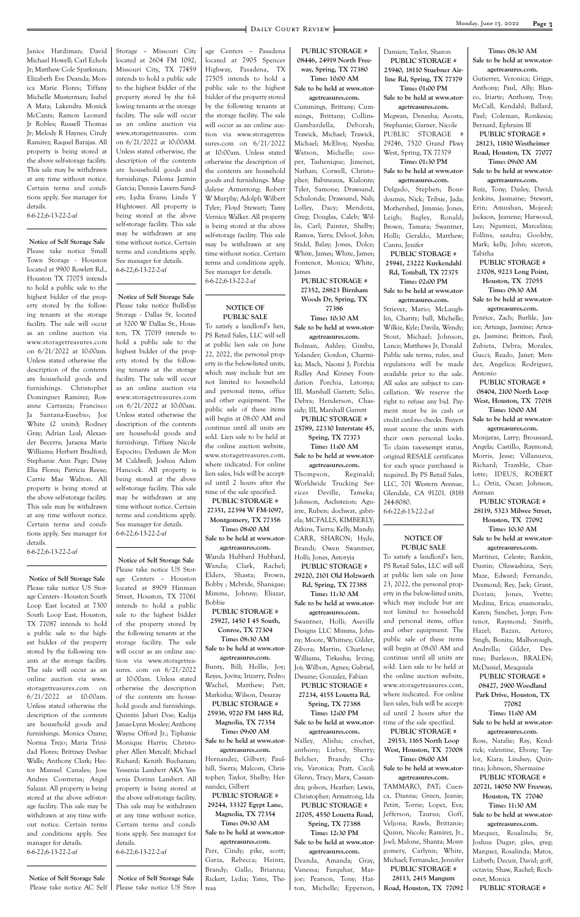Janice Hardiman; David Michael Howell; Carl Echols Jr; Matthew Cole Sparkman; Elizabeth Eve Deanda; Monica Marie Flores; Tiffany Michelle Musterman; Isabel A Mata; Lakendra Monick McCants; Ramon Leonard Jr Robles; Russell Thomas Jr; Melody R Haynes; Cindy Ramirez; Raquel Barajas. All property is being stored at the above self-storage facility. This sale may be withdrawn at any time without notice. Certain terms and conditions apply. See manager for details.
6-6-22;6-13-22-2-af

---

**Notice of Self Storage Sale**
Please take notice Small Town Storage - Houston located at 9900 Rowlett Rd., Houston TX 77075 intends to hold a public sale to the highest bidder of the property stored by the following tenants at the storage facility. The sale will occur as an online auction via www.storagetreasures.com on 6/21/2022 at 10:00am. Unless stated otherwise the description of the contents are household goods and furnishings. Christopher Dominguez Ramirez; Roxanne Carranza; Francisco Ja Santana-Eusebio; Joe White (2 units); Rodney Gray; Adrian Leal; Alexander Becerra; Jaraena Marie Williams; Herbert Bradford; Stephanie Ann Page; Daisy Elia Flores; Patricia Reese; Carrie Mae Walton. All property is being stored at the above self-storage facility. This sale may be withdrawn at any time without notice. Certain terms and conditions apply. See manager for details.
6-6-22;6-13-22-2-af

---

**Notice of Self Storage Sale**
Please take notice US Storage Centers - Houston South Loop East located at 7300 South Loop East, Houston, TX 77087 intends to hold a public sale to the highest bidder of the property stored by the following tenants at the storage facility. The sale will occur as an online auction via www.storagetreasures.com on 6/21/2022 at 10:00am. Unless stated otherwise the description of the contents are household goods and furnishings. Monica Ozane; Norma Trejo; Maria Trinidad Flores; Brittney Deshae Walls; Anthony Clark; Hector Manuel Canales; Jose Andres Contreras; Angel Salazar. All property is being stored at the above self-storage facility. This sale may be withdrawn at any time without notice. Certain terms and conditions apply. See manager for details.
6-6-22;6-13-22-2-af

---

**Notice of Self Storage Sale**
Please take notice AC Self Storage – Missouri City located at 2604 FM 1092, Missouri City, TX 77459 intends to hold a public sale to the highest bidder of the property stored by the following tenants at the storage facility. The sale will occur as an online auction via www.storagetreasures. com on 6/21/2022 at 10:00AM. Unless stated otherwise, the description of the contents are household goods and furnishings. Paloma Jazmin Garcia; Dennis Lavern Sanders; Lydia Evans; Linda Y Hightower. All property is being stored at the above self-storage facility. This sale may be withdrawn at any time without notice. Certain terms and conditions apply. See manager for details.
6-6-22;6-13-22-2-af

---

**Notice of Self Storage Sale**
Please take notice BullsEye Storage - Dallas St. located at 3200 W Dallas St., Houston, TX 77019 intends to hold a public sale to the highest bidder of the property stored by the following tenants at the storage facility. The sale will occur as an online auction via www.storagetreasures.com on 6/21/2022 at 10:00am. Unless stated otherwise the description of the contents are household goods and furnishings. Tiffany Nicole Espocito; Deshawn de Mon M Caldwell; Joshua Adam Hancock. All property is being stored at the above self-storage facility. This sale may be withdrawn at any time without notice. Certain terms and conditions apply. See manager for details.
6-6-22;6-13-22-2-af

---

**Notice of Self Storage Sale**
Please take notice US Storage Centers – Houston located at 8909 Hinman Street, Houston, TX 77061 intends to hold a public sale to the highest bidder of the property stored by the following tenants at the storage facility. The sale will occur as an online auction via www.storagetreasures. com on 6/21/2022 at 10:00am. Unless stated otherwise the description of the contents are household goods and furnishings. Quintin Jabari Doe; Kadija Janae-Lynn Mosley; Anthony Wayne Offord Jr.; Tiphanie Monique Harris; Christopher Allen Metcalf; Michael Richard; Kenith Buchanan; Yessenia Lambert AKA Yessenia Dorinn Lambert. All property is being stored at the above self-storage facility. This sale may be withdrawn at any time without notice. Certain terms and conditions apply. See manager for details.
6-6-22;6-13-22-2-af

---

**Notice of Self Storage Sale**
Please take notice US Storage Centers – Pasadena located at 7905 Spencer Highway, Pasadena, TX 77505 intends to hold a public sale to the highest bidder of the property stored by the following tenants at the storage facility. The sale will occur as an online auction via www.storagetreasures.com on 6/21/2022 at 10:00am. Unless stated otherwise the description of the contents are household goods and furnishings. Magdalene Armstrong; Robert W Murphy; Adolph Wilbert Tyler; Floyd Stewart; Tamy Vernice Walker. All property is being stored at the above self-storage facility. This sale may be withdrawn at any time without notice. Certain terms and conditions apply. See manager for details.
6-6-22;6-13-22-2-af

---

**NOTICE OF PUBLIC SALE**

To satisfy a landlord's lien, PS Retail Sales, LLC will sell at public lien sale on June 22, 2022, the personal property in the below-listed units, which may include but are not limited to: household and personal items, office and other equipment. The public sale of these items will begin at 08:00 AM and continue until all units are sold. Lien sale to be held at the online auction website, www.storagetreasures.com, where indicated. For online lien sales, bids will be accepted until 2 hours after the time of the sale specified.

**PUBLIC STORAGE # 27351, 22394 W FM-1097, Montgomery, TX 77356**
**Time: 08:00 AM**
**Sale to be held at www.storagetreasures.com.**
Wanda Hubbard Hubbard, Wanda; Clark, Rachel; Elders, Shasta; Brown, Bobby ; Mcbride, Shanique; Mimms, Johnny; Eliazar, Bobbie

**PUBLIC STORAGE # 25927, 1450 I 45 South, Conroe, TX 77304**
**Time: 08:30 AM**
**Sale to be held at www.storagetreasures.com.**
Bunty, Bill; Hollis, Joy; Reyes, Jovita; Irizarry, Pedro; Wachel, Matthew; Patt, Markisha; Wilson, Desaray

**PUBLIC STORAGE # 25936, 9720 FM 1488 Rd, Magnolia, TX 77354**
**Time: 09:00 AM**
**Sale to be held at www.storagetreasures.com.**
Hernandez, Gilbert; Paulhill, Sierra; Malcom, Christopher; Taylor, Shelby; Hernandez, Gilbert

**PUBLIC STORAGE # 29244, 33327 Egypt Lane, Magnolia, TX 77354**
**Time: 09:30 AM**
**Sale to be held at www.storagetreasures.com.**
Parr, Cindy; pike, scott; Garza, Rebecca; Heintz, Brandy; Gallo, Brianna; Rickett, Lydia; Yates, Theresa

**PUBLIC STORAGE # 08446, 24919 North Freeway, Spring, TX 77380**
**Time: 10:00 AM**
**Sale to be held at www.storagetreasures.com.**
Cummings, Brittany; Cummings, Brittany; Collins-Gambardella, Deborah; Trawick, Michael; Trawick, Michael; McElroy, Nyesha; Watson, Michelle; cooper, Tashenique; Jimenez, Nathan; Corwell, Christopher; Babineaux, Kialonte; Tyler, Samone; Drawsand, Schulonda; Drawsand, Nali; Lolley, Dacy; Mendoza, Greg; Douglas, Caleb; Willis, Carl; Painter, Shelby; Ramos, Yarra; Deloof, John; Stidd, Balay; Jones, Dolce; White, James; White, James; Fontenot, Monica; White, James

**PUBLIC STORAGE # 27352, 28823 Birnham Woods Dr, Spring, TX 77386**
**Time: 10:30 AM**
**Sale to be held at www.storagetreasures.com.**
Bolman, Ashley; Gimbu, Yolander; Gordon, Charmika; Mach, Naomi J; Porchia Ridley And Kinney Foundation Porchia, Latonya; III, Marshall Garrett; Selio, Debra; Henderson, Chassidy; III, Marshall Garrett

**PUBLIC STORAGE # 25789, 22330 Interstate 45, Spring, TX 77373**
**Time: 11:00 AM**
**Sale to be held at www.storagetreasures.com.**
Thompson, Reginald; Worldwide Trucking Services Deville, Tameka; Johnson, Aschsteion; Aguirre, Ruben; dochwat, gabriela; MCFALLS, KIMBERLY; Atkins, Tierra; Kelly, Mandy; CARR, SHARON; Hyde, Brandi; Owen Swantner, Holli; Jones, Astoryia

**PUBLIC STORAGE # 29220, 2101 Old Holzwarth Rd, Spring, TX 77388**
**Time: 11:30 AM**
**Sale to be held at www.storagetreasures.com.**
Swantner, Holli; Aseville Designs LLC Mimms, Johnny; Moore, Whitney; Gilder, Zibora; Martin, Charlene; Williams, Tirkesha; Irving, Joi; Wilbon, Agnes; Gabriel, Dwaine; Gonzalez, Fabian

**PUBLIC STORAGE # 27234, 4155 Louetta Rd, Spring, TX 77388**
**Time: 12:00 PM**
**Sale to be held at www.storagetreasures.com.**
Nalley, Alisha; crochet, anthony; Lieber, Sherry; Belcher, Brandy; Chavis, Varonica; Pratt, Cecil; Glenn, Tracy; Marx, Cassandra; golson, Heather; Lewis, Christopher; Armstrong, Ida

**PUBLIC STORAGE # 21705, 4550 Louetta Road, Spring, TX 77388**
**Time: 12:30 PM**
**Sale to be held at www.storagetreasures.com.**
Deanda, Amanda; Gray, Vanessa; Farquhar, Marjoe; Pearson, Tony; Hatton, Michelle; Epperson, Damien; Taylor, Sharon

**PUBLIC STORAGE # 25940, 18110 Stuebner Airline Rd, Spring, TX 77379**
**Time: 01:00 PM**
**Sale to be held at www.storagetreasures.com.**
Mcgwan, Denesha; Acosta, Stephanie; Garner, Nicole

**PUBLIC STORAGE # 29246, 7520 Grand Pkwy West, Spring, TX 77379**
**Time: 01:30 PM**
**Sale to be held at www.storagetreasures.com.**
Delgado, Stephen; Bourdoumis, Nick; Tribue, Jada; Mothershed, Jimmie; Jones, Leigh; Bagley, Ronald; Brown, Tamara; Swantner, Holli; Geraldo, Matthew; Cantu, Jenifer

**PUBLIC STORAGE # 25941, 23222 Kuykendahl Rd, Tomball, TX 77375**
**Time: 02:00 PM**
**Sale to be held at www.storagetreasures.com.**
Striever, Mario; McLaughlin, Charity; ball, Michelle; Wilkie, Kyle; Davila, Wendy; Stout, Michael; Johnson, Lance; Matthews Jr, Donald

Public sale terms, rules, and regulations will be made available prior to the sale. All sales are subject to cancellation. We reserve the right to refuse any bid. Payment must be in cash or credit card-no checks. Buyers must secure the units with their own personal locks. To claim tax-exempt status, original RESALE certificates for each space purchased is required. By PS Retail Sales, LLC, 701 Western Avenue, Glendale, CA 91201. (818) 244-8080.
6-6-22;6-13-22-2-af

---

**NOTICE OF PUBLIC SALE**

To satisfy a landlord's lien, PS Retail Sales, LLC will sell at public lien sale on June 23, 2022, the personal property in the below-listed units, which may include but are not limited to: household and personal items, office and other equipment. The public sale of these items will begin at 08:00 AM and continue until all units are sold. Lien sale to be held at the online auction website, www.storagetreasures.com, where indicated. For online lien sales, bids will be accepted until 2 hours after the time of the sale specified.

**PUBLIC STORAGE # 29153, 1165 North Loop West, Houston, TX 77008**
**Time: 08:00 AM**
**Sale to be held at www.storagetreasures.com.**
TAMMARO, PAT; Cuenca, Dianna; Green, Jeanie; Petitt, Torrie; Lopez, Eva; Jefferson, Taurus; Goff, Veljona; Rawls, Brittanie; Quinn, Nicole; Ramirez, Jr., Joel; Malone, Shanta; Montgomery, Carlynn; White, Michael; Fernandez, Jennifer

**PUBLIC STORAGE # 28113, 2415 Mangum Road, Houston, TX 77092**
**Time: 08:30 AM**
**Sale to be held at www.storagetreasures.com.**
Gutierrez, Veronica; Griggs, Anthony; Paul, Ally; Blanco, Iriarte; Anthony, Troy; McCall, Kendahl; Ballard, Paul; Coleman, Ronkesia; Bernard, Ephraim lll

**PUBLIC STORAGE # 28123, 11810 Westheimer Road, Houston, TX 77077**
**Time: 09:00 AM**
**Sale to be held at www.storagetreasures.com.**
Ruiz, Tony; Dailey, David; Jenkins, Jasmaine; Stewart, Erin; Amushan, Mojeed; Jackson, Jeanene; Harwood, Lee; Ngumezi, Marcelina; Follins, sandra; Goolsby, Mark; kelly, John; siceron, Tabitha

**PUBLIC STORAGE # 23708, 9223 Long Point, Houston, TX 77055**
**Time: 09:30 AM**
**Sale to be held at www.storagetreasures.com.**
Penrice, Zach; Burlile, Janice; Arteaga, Jasmine; Arteaga, Jasmine; Britton, Paul; Zubieta, Debra; Morales, Gucci; Reado, Janet; Mendez, Angelica; Rodriguez, Antonio

**PUBLIC STORAGE # 08404, 2100 North Loop West, Houston, TX 77018**
**Time: 10:00 AM**
**Sale to be held at www.storagetreasures.com.**
Monjaras, Larry; Broussard, Angela; Castillo, Raymond; Morris, Jesse; Villanueva, Richard; Tramble, Charlotte; IDEUS, ROBERT L.; Ortiz, Oscar; Johnson, Antuan

**PUBLIC STORAGE # 28119, 5323 Milwee Street, Houston, TX 77092**
**Time: 10:30 AM**
**Sale to be held at www.storagetreasures.com.**
Martinez, Celeste; Rankin, Dustin; Oluwashina, Seyi; Maze, Edward; Fernando, Desmond; Rey, Jack; Grant, Dorian; Jones, Yvette; Medina, Erica; enamorado, Karen; Sanchez, Jorge; Fontenot, Raymond; Smith, Hazel; Bazan, Arturo; Singh, Bonita; Malborough, Andrella; Gilder, Destine; Burleson, BRALEN; McDaniel, Meaquiala

**PUBLIC STORAGE # 08427, 2900 Woodland Park Drive, Houston, TX 77082**
**Time: 11:00 AM**
**Sale to be held at www.storagetreasures.com.**
Ross, Natalie; Ray, Kendrick; valentine, Ebony; Taylor, Kiara; Lindsey, Quintina; Johnson, Shermaine

**PUBLIC STORAGE # 20721, 14050 NW Freeway, Houston, TX 77040**
**Time: 11:30 AM**
**Sale to be held at www.storagetreasures.com.**
Marquez, Rosalinda; Sr, Joshua Dugar; giles, greg; Marquez, Rosalinda; Matos, Lizbeth; Decuir, David; goff, octavia; Shaw, Rachel; Rochester, Monica

**PUBLIC STORAGE #**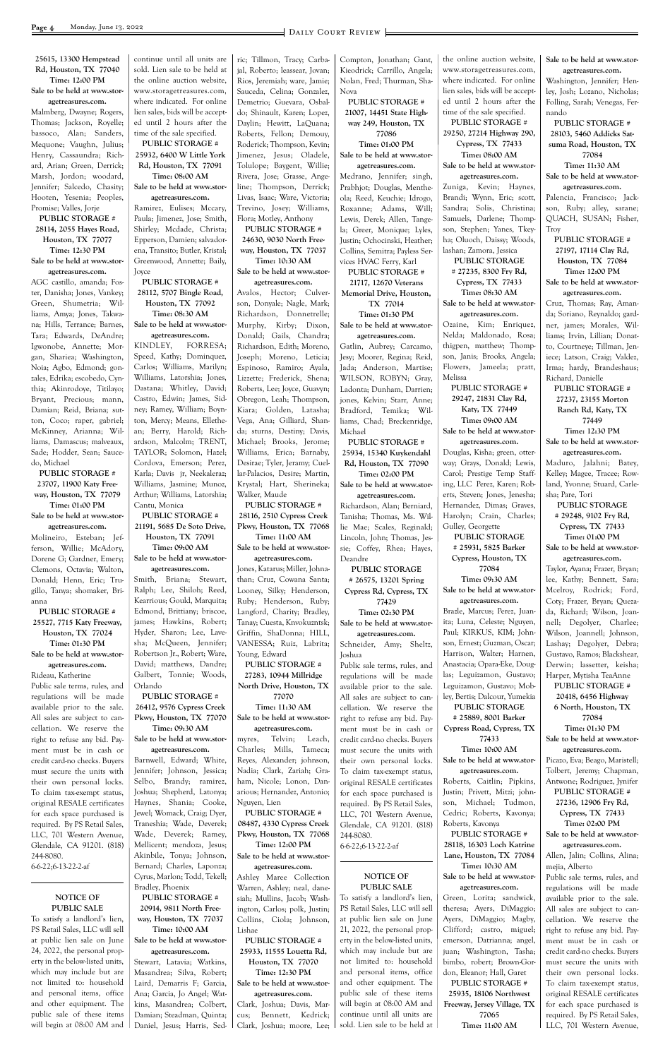**25615, 13300 Hempstead Rd, Houston, TX 77040**

**Time: 12:00 PM**

**Sale to be held at www.storagetreasures.com.**

Malmberg, Dwayne; Rogers, Thomas; Jackson, Royelle; bassoco, Alan; Sanders, Mequone; Vaughn, Julius; Henry, Cassaundra; Richard, Arian; Green, Derrick; Marsh, Jordon; woodard, Jennifer; Salcedo, Chasity; Hooten, Yesenia; Peoples, Promise; Valles, Jorje

**PUBLIC STORAGE # 28114, 2055 Hayes Road, Houston, TX 77077**

**Time: 12:30 PM**

**Sale to be held at www.storagetreasures.com.**

AGC castillo, amanda; Foster, Danisha; Jones, Vankey; Green, Shumetria; Williams, Amya; Jones, Takwana; Hills, Terrance; Barnes, Tara; Edwards, DeAndre; Igwonobe, Annette; Morgan, Shariea; Washington, Noia; Agbo, Edmond; gonzales, Edrika; escobedo, Cynthia; Akinrodoye, Titilayo; Bryant, Precious; mann, Damian; Reid, Briana; sutton, Coco; raper, gabriel; McKinney, Arianna; Williams, Damascus; malveaux, Sade; Hodder, Sean; Saucedo, Michael

**PUBLIC STORAGE # 23707, 11900 Katy Freeway, Houston, TX 77079**

**Time: 01:00 PM**

**Sale to be held at www.storagetreasures.com.**

Molineiro, Esteban; Jefferson, Willie; McAdory, Dorene G; Gardner, Emery; Clemons, Octavia; Walton, Donald; Henn, Eric; Trugillo, Tanya; shomaker, Brianna

**PUBLIC STORAGE # 25527, 7715 Katy Freeway, Houston, TX 77024**

**Time: 01:30 PM**

**Sale to be held at www.storagetreasures.com.**

Rideau, Katherine

Public sale terms, rules, and regulations will be made available prior to the sale. All sales are subject to cancellation. We reserve the right to refuse any bid. Payment must be in cash or credit card-no checks. Buyers must secure the units with their own personal locks. To claim tax-exempt status, original RESALE certificates for each space purchased is required. By PS Retail Sales, LLC, 701 Western Avenue, Glendale, CA 91201. (818) 244-8080.

6-6-22;6-13-22-2-af

---

## NOTICE OF PUBLIC SALE

To satisfy a landlord's lien, PS Retail Sales, LLC will sell at public lien sale on June 24, 2022, the personal property in the below-listed units, which may include but are not limited to: household and personal items, office and other equipment. The public sale of these items will begin at 08:00 AM and continue until all units are sold. Lien sale to be held at the online auction website, www.storagetreasures.com, where indicated. For online lien sales, bids will be accepted until 2 hours after the time of the sale specified.

**PUBLIC STORAGE # 25932, 6400 W Little York Rd, Houston, TX 77091**

**Time: 08:00 AM**

**Sale to be held at www.storagetreasures.com.**

Ramirez, Eulises; Mccary, Paula; Jimenez, Jose; Smith, Shirley; Mcdade, Christa; Epperson, Damien; salvadorena, Transito; Butler, Kristal; Greenwood, Annette; Baily, Joyce

**PUBLIC STORAGE # 28112, 5707 Bingle Road, Houston, TX 77092**

**Time: 08:30 AM**

**Sale to be held at www.storagetreasures.com.**

KINDLEY, FORRESA; Speed, Kathy; Dominquez, Carlos; Williams, Marilyn; Williams, Latorshia; Jones, Dastana; Whitley, David; Castro, Edwin; Jones, Sidney; Ramey, William; Boynton, Mercy; Means, Ellethean; Berry, Harold; Richardson, Malcolm; TRENT, TAYLOR; Solomon, Hazel; Cordova, Emerson; Perez, Karla; Davis jr, Neekaleraz; Williams, Jasmine; Munoz, Arthur; Williams, Latorshia; Cantu, Monica

**PUBLIC STORAGE # 21191, 5685 De Soto Drive, Houston, TX 77091**

**Time: 09:00 AM**

**Sale to be held at www.storagetreasures.com.**

Smith, Briana; Stewart, Ralph; Lee, Shiloh; Reed, Kearrious; Gould, Marquita; Edmond, Brittiany; briscoe, james; Hawkins, Robert; Hyder, Sharon; Lee, Lavesha; McQueen, Jennifer; Robertson Jr., Robert; Ware, David; matthews, Dandre; Galbert, Tonnie; Woods, Orlando

**PUBLIC STORAGE # 26412, 9576 Cypress Creek Pkwy, Houston, TX 77070**

**Time: 09:30 AM**

**Sale to be held at www.storagetreasures.com.**

Barnwell, Edward; White, Jennifer; Johnson, Jessica; Selbo, Brandy; ramirez, Joshua; Shepherd, Latonya; Haynes, Shania; Cooke, Jewel; Womack, Craig; Dyer, Traneshia; Wade, Deverek; Wade, Deverek; Ramey, Mellicent; mendoza, Jesus; Akinbile, Tonya; Johnson, Bernard; Charles, Laponza; Cyrus, Marlon; Todd, Tekell; Bradley, Phoenix

**PUBLIC STORAGE # 20914, 9811 North Freeway, Houston, TX 77037**

**Time: 10:00 AM**

**Sale to be held at www.storagetreasures.com.**

Stewart, Latavia; Watkins, Masandrea; Silva, Robert; Laird, Demarris F; Garcia, Ana; Garcia, Jo Angel; Watkins, Masandrea; Colbert, Damian; Steadman, Quinta; Daniel, Jesus; Harris, Sedric; Tillmon, Tracy; Carbajal, Roberto; leassear, Jovan; Rios, Jeremiah; ware, Jamie; Sauceda, Celina; Gonzalez, Demetrio; Guevara, Osbaldo; Shinault, Karen; Lopez, Daylin; Hewitt, LaQuana; Roberts, Fellon; Demouy, Roderick; Thompson, Kevin; Jimenez, Jesus; Oladele, Tolulope; Baygent, Willie; Rivera, Jose; Grasse, Angeline; Thompson, Derrick; Livas, Isaac; Ware, Victoria; Trevino, Josey; Williams, Flora; Motley, Anthony

**PUBLIC STORAGE # 24630, 9030 North Freeway, Houston, TX 77037**

**Time: 10:30 AM**

**Sale to be held at www.storagetreasures.com.**

Avalos, Hector; Culverson, Donyale; Nagle, Mark; Richardson, Donnetrelle; Murphy, Kirby; Dixon, Donald; Gails, Chandra; Richardson, Edith; Moreno, Joseph; Moreno, Leticia; Espinoso, Ramiro; Ayala, Lizzette; Frederick, Shena; Roberts, Lee; Joyce, Guavyn; Obregon, Leah; Thompson, Kiara; Golden, Latasha; Vega, Ana; Gilliard, Shanda; sturns, Destiny; Davis, Michael; Brooks, Jerome; Williams, Erica; Barnaby, Desirae; Tyler, Jeramy; Cuellar-Palacios, Desire; Martin, Krystal; Hart, Sherineka; Walker, Maude

**PUBLIC STORAGE # 28116, 2510 Cypress Creek Pkwy, Houston, TX 77068**

**Time: 11:00 AM**

**Sale to be held at www.storagetreasures.com.**

Jones, Katarus; Miller, Johnathan; Cruz, Cowana Santa; Looney, Silky; Henderson, Ruby; Henderson, Ruby; Langford, Charity; Bradley, Tanay; Cuesta, Knvokuzntsk; Griffin, ShaDonna; HILL, VANESSA; Ruiz, Labrita; Young, Edward

**PUBLIC STORAGE # 27283, 10944 Millridge North Drive, Houston, TX 77070**

**Time: 11:30 AM**

**Sale to be held at www.storagetreasures.com.**

myres, Telvin; Leach, Charles; Mills, Tameca; Reyes, Alexander; johnson, Nadia; Clark, Zariah; Graham, Nicole; Lonon, Danarious; Hernandez, Antonio; Nguyen, Lien

**PUBLIC STORAGE # 08487, 4330 Cypress Creek Pkwy, Houston, TX 77068**

**Time: 12:00 PM**

**Sale to be held at www.storagetreasures.com.**

Ashley Maree Collection Warren, Ashley; neal, danesiah; Mullins, Jacob; Washington, Carlos; polk, Justin; Collins, Ciola; Johnson, Lishae

**PUBLIC STORAGE # 25933, 11555 Louetta Rd, Houston, TX 77070**

**Time: 12:30 PM**

**Sale to be held at www.storagetreasures.com.**

Clark, Joshua; Davis, Marcus; Bennett, Kedrick; Clark, Joshua; moore, Lee; Compton, Jonathan; Gant, Kieodrick; Carrillo, Angela; Nolan, Fred; Thurman, Sha-Nova

**PUBLIC STORAGE # 21007, 14451 State Highway 249, Houston, TX 77086**

**Time: 01:00 PM**

**Sale to be held at www.storagetreasures.com.**

Medrano, Jennifer; singh, Prabhjot; Douglas, Menthe-ola; Reed, Keuchie; Idrogo, Roxanne; Adams, Will; Lewis, Derek; Allen, Tangela; Greer, Monique; Lyles, Justin; Ochocinski, Heather; Collins, Semitra; Payless Services HVAC Ferry, Karl

**PUBLIC STORAGE # 21717, 12670 Veterans Memorial Drive, Houston, TX 77014**

**Time: 01:30 PM**

**Sale to be held at www.storagetreasures.com.**

Gatlin, Aubrey; Carcamo, Jesy; Moorer, Regina; Reid, Jada; Anderson, Martise; WILSON, ROBYN; Gray, Ladonta; Dunham, Darrien; jones, Kelvin; Starr, Anne; Bradford, Temika; Williams, Chad; Breckenridge, Michael

**PUBLIC STORAGE # 25934, 15340 Kuykendahl Rd, Houston, TX 77090**

**Time: 02:00 PM**

**Sale to be held at www.storagetreasures.com.**

Richardson, Alan; Berniard, Tanisha; Thomas, Ms. Willie Mae; Scales, Reginald; Lincoln, John; Thomas, Jessie; Coffey, Rhea; Hayes, Deandre

**PUBLIC STORAGE # 26575, 13201 Spring Cypress Rd, Cypress, TX 77429**

**Time: 02:30 PM**

**Sale to be held at www.storagetreasures.com.**

Schneider, Amy; Sheltz, Joshua

Public sale terms, rules, and regulations will be made available prior to the sale. All sales are subject to cancellation. We reserve the right to refuse any bid. Payment must be in cash or credit card-no checks. Buyers must secure the units with their own personal locks. To claim tax-exempt status, original RESALE certificates for each space purchased is required. By PS Retail Sales, LLC, 701 Western Avenue, Glendale, CA 91201. (818) 244-8080.

6-6-22;6-13-22-2-af

---

## NOTICE OF PUBLIC SALE

To satisfy a landlord's lien, PS Retail Sales, LLC will sell at public lien sale on June 21, 2022, the personal property in the below-listed units, which may include but are not limited to: household and personal items, office and other equipment. The public sale of these items will begin at 08:00 AM and continue until all units are sold. Lien sale to be held at the online auction website, www.storagetreasures.com, where indicated. For online lien sales, bids will be accepted until 2 hours after the time of the sale specified.

**PUBLIC STORAGE # 29250, 27214 Highway 290, Cypress, TX 77433**

**Time: 08:00 AM**

**Sale to be held at www.storagetreasures.com.**

Zuniga, Kevin; Haynes, Brandi; Wynn, Eric; scott, Sandra; Solis, Christina; Samuels, Darlene; Thompson, Stephen; Yanes, Tkeyha; Oluoch, Daissy; Woods, lashan; Zamora, Jessica

**PUBLIC STORAGE # 27235, 8300 Fry Rd, Cypress, TX 77433**

**Time: 08:30 AM**

**Sale to be held at www.storagetreasures.com.**

Ozaine, Kim; Enriquez, Nelda; Maldonado, Rosa; thigpen, matthew; Thompson, Janis; Brooks, Angela; Flowers, Jameela; pratt, Melissa

**PUBLIC STORAGE # 29247, 21831 Clay Rd, Katy, TX 77449**

**Time: 09:00 AM**

**Sale to be held at www.storagetreasures.com.**

Douglas, Kisha; green, otterway; Grays, Donald; Lewis, Carol; Prestige Temp Staffing, LLC Perez, Karen; Roberts, Steven; Jones, Jenesha; Hernandez, Dimas; Graves, Harolyn; Crain, Charles; Gulley, Georgette

**PUBLIC STORAGE # 25931, 5825 Barker Cypress, Houston, TX 77084**

**Time: 09:30 AM**

**Sale to be held at www.storagetreasures.com.**

Brazle, Marcus; Perez, Juanita; Luna, Celeste; Nguyen, Paul; KIRKUS, KIM; Johnson, Ernest; Guzman, Oscar; Harrison, Walter; Harnen, Anastacia; Opara-Eke, Douglas; Leguizamon, Gustavo; Leguizamon, Gustavo; Mobley, Bertis; Dalcour, Yumekia

**PUBLIC STORAGE # 25889, 8001 Barker Cypress Road, Cypress, TX 77433**

**Time: 10:00 AM**

**Sale to be held at www.storagetreasures.com.**

Roberts, Caitlin; Pipkins, Justin; Privett, Mitzi; johnson, Michael; Tudmon, Cedric; Roberts, Kavonya; Roberts, Kavonya

**PUBLIC STORAGE # 28118, 16303 Loch Katrine Lane, Houston, TX 77084**

**Time: 10:30 AM**

**Sale to be held at www.storagetreasures.com.**

Green, Lorita; sandwick, theresa; Ayers, DiMaggio; Ayers, DiMaggio; Magby, Clifford; castro, miguel; emerson, Datrianna; angel, juan; Washington, Tasha; bimbo, robert; Brown-Gordon, Eleanor; Hall, Garet

**PUBLIC STORAGE # 25935, 18106 Northwest Freeway, Jersey Village, TX 77065**

**Time: 11:00 AM**

**Sale to be held at www.storagetreasures.com.**

Washington, Jennifer; Henley, Josh; Lozano, Nicholas; Folling, Sarah; Venegas, Fernando

**PUBLIC STORAGE # 28103, 5460 Addicks Satsuma Road, Houston, TX 77084**

**Time: 11:30 AM**

**Sale to be held at www.storagetreasures.com.**

Palencia, Francisco; Jackson, Ruby; alley, sarane; QUACH, SUSAN; Fisher, Troy

**PUBLIC STORAGE # 27197, 17114 Clay Rd, Houston, TX 77084**

**Time: 12:00 PM**

**Sale to be held at www.storagetreasures.com.**

Cruz, Thomas; Ray, Amanda; Soriano, Reynaldo; gardner, james; Morales, Williams; Irvin, Lillian; Donatto, Courtneye; Tillman, Jeniece; Latson, Craig; Valdez, Irma; hardy, Brandeshaus; Richard, Danielle

**PUBLIC STORAGE # 27237, 23155 Morton Ranch Rd, Katy, TX 77449**

**Time: 12:30 PM**

**Sale to be held at www.storagetreasures.com.**

Maduro, Jalahni; Batey, Kelley; Magee, Tracee; Rowland, Yvonne; Stuard, Carlesha; Pare, Tori

**PUBLIC STORAGE # 29248, 9102 Fry Rd, Cypress, TX 77433**

**Time: 01:00 PM**

**Sale to be held at www.storagetreasures.com.**

Taylor, Ayana; Frazer, Bryan; lee, Kathy; Bennett, Sara; Mcelroy, Rodrick; Ford, Coty; Frazer, Bryan; Quezada, Richard; Wilson, Joannell; Degolyer, Charlee; Wilson, Joannell; Johnson, Lashay; Degolyer, Debra; Gustavo, Ramos; Blackshear, Derwin; lassetter, keisha; Harper, Mytisha TeaAnne

**PUBLIC STORAGE # 20418, 6456 Highway 6 North, Houston, TX 77084**

**Time: 01:30 PM**

**Sale to be held at www.storagetreasures.com.**

Picazo, Eva; Beago, Maristell; Tolbert, Jeremy; Chapman, Antwone; Rodriguez, Jynifer

**PUBLIC STORAGE # 27236, 12906 Fry Rd, Cypress, TX 77433**

**Time: 02:00 PM**

**Sale to be held at www.storagetreasures.com.**

Allen, Jalin; Collins, Alina; mejia, Alberto

Public sale terms, rules, and regulations will be made available prior to the sale. All sales are subject to cancellation. We reserve the right to refuse any bid. Payment must be in cash or credit card-no checks. Buyers must secure the units with their own personal locks. To claim tax-exempt status, original RESALE certificates for each space purchased is required. By PS Retail Sales, LLC, 701 Western Avenue,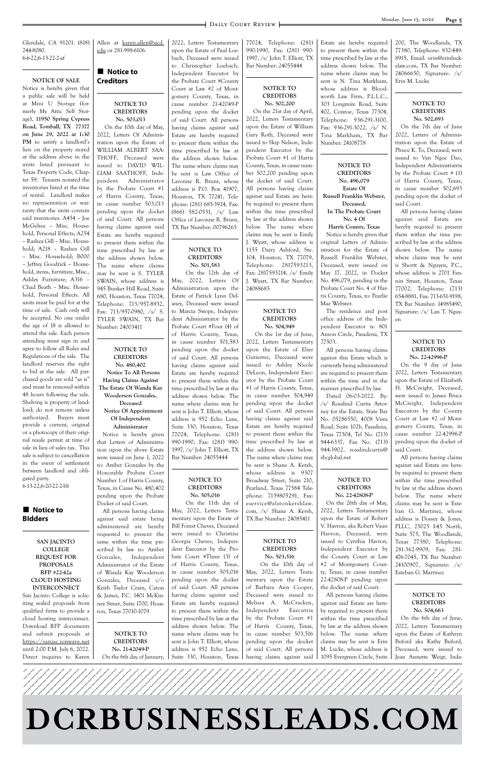Glendale, CA 91201. (818) 244-8080.
6-6-22;6-13-22-2-af

**NOTICE OF SALE**

Notice is hereby given that a public sale will be held at Mini U Storage (formerly My Attic Self Storage), **11950 Spring Cypress Road, Tomball, TX 77377 on June 29, 2022 at 1:30 PM** to satisfy a landlord's lien on the property stored at the address above in the units listed pursuant to Texas Property Code, Chapter 59. Tenants notated the inventories listed at the time of rental. Landlord makes no representation or warranty that the units contain said inventories. A454 – Joe McGehee – Misc. Household, Personal Effects; A254 – Rashea Gill – Misc. Household; A218 – Rashea Gill – Misc. Household; B000 – Jeffrey Goodrick – Household, items, furniture, Misc., Ashley Furniture; A316 – Chad Beath – Misc. Household, Personal Effects. All units must be paid for at the time of sale. Cash only will be accepted. No one under the age of 18 is allowed to attend the sale. Each person attending must sign in and agree to follow all Rules and Regulations of the sale. The landlord reserves the right to bid at the sale. All purchased goods are sold "as is" and must be removed within 48 hours following the sale. Shelving is property of landlord; do not remove unless authorized. Buyers must provide a current, original or a photocopy of their original resale permit at time of sale in lieu of sales tax. This sale is subject to cancellation in the event of settlement between landlord and obligated party.
6-13-22;6-20-22-2-bb

## Notice to BIdders

**SAN JACINTO COLLEGE REQUEST FOR PROPOSALS RFP #22-42a CLOUD HOSTING INTERCONNECT**

San Jacinto College is soliciting sealed proposals from qualified firms to provide a cloud hosting interconnect. Download RFP documents and submit proposals at https://sanjac.ionwave.net until 2:00 P.M. July 6, 2022. Direct inquires to Karen Allen at karen.allen@sjcd.edu or 281-998-6106.

## Notice to Creditors

**NOTICE TO CREDITORS No. 503,013**

On the 10th day of May, 2022, Letters Of Administration upon the Estate of WILLIAM ALBERT SAATHOFF, Deceased were issued to DAVID WILLIAM SAATHOFF, Independent Administrator by the Probate Court #1 of Harris County, Texas, in cause number 503,013 pending upon the docket of said Court. All persons having claims against said Estate are hereby required to present them within the time prescribed by law at the address shown below. The name where claims may be sent is S. TYLER SWAIN, whose address is 945 Bunker Hill Road, Suite 680, Houston, Texas 77024, Telephone: 713/957-8932, Fax: 713/957-0980, /s/ S. TYLER SWAIN, TX Bar Number: 24003411

**NOTICE TO CREDITORS No. 480,402 Notice To All Persons Having Claims Against The Estate Of Wanda Kay Wooderson Gonzales, Deceased Notice Of Appointment Of Independent Administrator**

Notice is hereby given that Letters of Administration upon the above Estate were issued on June 1, 2022 to: Amber Gonzales by the Honorable Probate Court Number 1 of Harris County, Texas, in Cause No. 480,402 pending upon the Probate Docket of said Court.

All persons having claims against said estate being administered are hereby requested to present the same within the time prescribed by law to: Amber Gonzales, Independent Administrator of the Estate of Wanda Kay Wooderson Gonzales, Deceased c/o Keith Taylor Crain, Caton & James, P.C. 1401 McKinney Street, Suite 1700, Houston, Texas 77010-1079

**NOTICE TO CREDITORS No. 21-42049-P**

On the 6th day of January, 2022, Letters Testamentary upon the Estate of Paul Loebach, Deceased were issued to Christopher Loebach, Independent Executor by the Probate Court #County Court at Law #2 of Montgomery County, Texas, in cause number 21-42049-P pending upon the docket of said Court. All persons having claims against said Estate are hereby required to present them within the time prescribed by law at the address shown below. The name where claims may be sent is Law Office of Lavonne R. Brunt, whose address is P.O. Box 41907, Houston, TX 77241, Telephone: (281) 685-3924, Fax: (866) 582-0531, /s/ Law Office of Lavonne R. Brunt, TX Bar Number: 00796265

**NOTICE TO CREDITORS No. 501,583**

On the 12th day of May, 2022, Letters Of Administration upon the Estate of Patrick Lynn Delaney, Deceased were issued to Marcia Swope, Independent Administrator by the Probate Court #Four (4) of of Harris County, Texas, in cause number 501,583 pending upon the docket of said Court. All persons having claims against said Estate are hereby required to present them within the time prescribed by law at the address shown below. The name where claims may be sent is John T. Elliott, whose address is 952 Echo Lane, Suite 330, Houston, Texas 77024, Telephone: (281) 990-1990, Fax: (281) 990-1997, /s/ John T. Elliott, TX Bar Number: 24055444

**NOTICE TO CREDITORS No. 505,016**

On the 11th day of May, 2022, Letters Testamentary upon the Estate of Bill Forest Cheves, Deceased were issued to Christine Georgia Cheves, Independent Executor by the Probate Court #Three (3) of of Harris County, Texas, in cause number 505,016 pending upon the docket of said Court. All persons having claims against said Estate are hereby required to present them within the time prescribed by law at the address shown below. The name where claims may be sent is John T. Elliott, whose address is 952 Echo Lane, Suite 330, Houston, Texas 77024, Telephone: (281) 990-1990, Fax: (281) 990-1997, /s/ John T. Elliott, TX Bar Number: 24055444

**NOTICE TO CREDITORS No. 502,200**

On the 21st day of April, 2022, Letters Testamentary upon the Estate of William Gary Roth, Deceased were issued to Skip Nelson, Independent Executor by the Probate Court #1 of Harris County, Texas, in cause number 502,200 pending upon the docket of said Court. All persons having claims against said Estate are hereby required to present them within the time prescribed by law at the address shown below. The name where claims may be sent is Emily J. Wyatt, whose address is 1155 Dairy Ashford, Ste. 104, Houston, TX 77079, Telephone: 2817593213, Fax: 2817593214, /s/ Emily J. Wyatt, TX Bar Number: 24088685

**NOTICE TO CREDITORS No. 504,949**

On the 1st day of June, 2022, Letters Testamentary upon the Estate of Elier Gutierrez, Deceased were issued to Ashley Nicole DeLeon, Independent Executor by the Probate Court #1 of Harris County, Texas, in cause number 504,949 pending upon the docket of said Court. All persons having claims against said Estate are hereby required to present them within the time prescribed by law at the address shown below. The name where claims may be sent is Shane A. Kersh, whose address is 9307 Broadway Street, Suite 210, Pearland, Texas 77584 Telephone: 7139805291, Fax: eservice@alstonkershlaw.com, /s/ Shane A. Kersh, TX Bar Number: 24085411

**NOTICE TO CREDITORS No. 503,516**

On the 10th day of May, 2022, Letters Testamentary upon the Estate of Barbara Ann Cooper, Deceased were issued to Melissa A. McCracken, Independent Executrix by the Probate Court #1 of Harris County, Texas, in cause number 503,516 pending upon the docket of said Court. All persons having claims against said Estate are hereby required to present them within the time prescribed by law at the address shown below. The name where claims may be sent is N. Tina Markham, whose address is Bloodworth Law Firm, P.L.L.C., 303 Longmire Road, Suite 402, Conroe, Texas 77304, Telephone: 936-291-3100, Fax: 936-291-3022, /s/ N. Tina Markham, TX Bar Number: 24108778

**NOTICE TO CREDITORS No. 496,079 Estate Of Russell Franklin Webster, Deceased, In The Probate Court No. 4 Of Harris County, Texas**

Notice is hereby given that original Letters of Administration for the Estate of Russell Franklin Webster, Deceased, were issued on May 17, 2022, in Docket No. 496,079, pending in the Probate Court No. 4 of Harris County, Texas, to: Pearlie Mae Webster.

The residence and post office address of the Independent Executor is: 801 Anson Circle, Pasadena, TX 77503.

All persons having claims against this Estate which is currently being administered are required to present them within the time and in the manner prescribed by law.

Dated 06-03-2022. By: /s/ Rosalind Curtis Attorney for the Estate, State Bar No. 05286550, 4008 Vista Road, Suite 102b, Pasadena, Texas 77504, Tel No. (713) 944-6337, Fax No. (713) 944-3902, rosalindcurtis@sbcglobal.net

**NOTICE TO CREDITORS No. 22-42808-P**

On the 26th day of May, 2022, Letters Testamentary upon the Estate of Robert V. Havron, aka Robert Vaun Havron, Deceased, were issued to Cynthia Havron, Independent Executor by the County Court at Law #2 of Montgomery County, Texas, in cause number 22-42808-P pending upon the docket of said Court.

All persons having claims against said Estate are hereby required to present them within the time prescribed by law at the address shown below. The name where claims may be sent is Erin M. Lucke, whose address is 1095 Evergreen Circle, Suite 200, The Woodlands, TX 77380, Telephone: 832-449-8915, Email: erin@erinluckelaw.com, TX Bar Number: 24066650, Signature: /s/ Erin M. Lucke

**NOTICE TO CREDITORS No. 502,693**

On the 7th day of June 2022, Letters of Administration upon the Estate of Phuoc K. To, Deceased, were issued to Van Ngoc Dao, Independent Administratrix by the Probate Court # (1) of Harris County, Texas, in cause number 502,693 pending upon the docket of said Court.

All persons having claims against said Estate are hereby required to present them within the time prescribed by law at the address shown below. The name where claims may be sent is Shortt & Nguyen, P.C., whose address is 2701 Fannin Street, Houston, Texas 77002, Telephone: (713) 654-8881, Fax: 713-651-9198, TX Bar Number: 14985490, Signature: /s/ Lan T. Nguyen

**NOTICE TO CREDITORS No. 22-42996-P**

On the 9 day of June 2022, Letters Testamentary upon the Estate of Elizabeth H. McCreight, Deceased, were issued to James Bruce McCreight, Independent Executors by the County Court at Law #2 of Montgomery County, Texas, in cause number 22-42996-P pending upon the docket of said Court.

All persons having claims against said Estate are hereby required to present them within the time prescribed by law at the address shown below. The name where claims may be sent is Esteban G. Martinez, whose address is Dossey & Jones, PLLC, 25025 I-45 North, Suite 575, The Woodlands, Texas 77380, Telephone: 281-362-9909, Fax: 281-476-7045, TX Bar Number: 24100907, Signature: /s/ Esteban G. Martinez

**NOTICE TO CREDITORS No. 504,663**

On the 6th day of June, 2022, Letters Testamentary upon the Estate of Kathryn Buford aka Kathy Buford, Deceased, were issued to Jean Annette Weigt, Inde-

# DCRBUSINESSLEADS.COM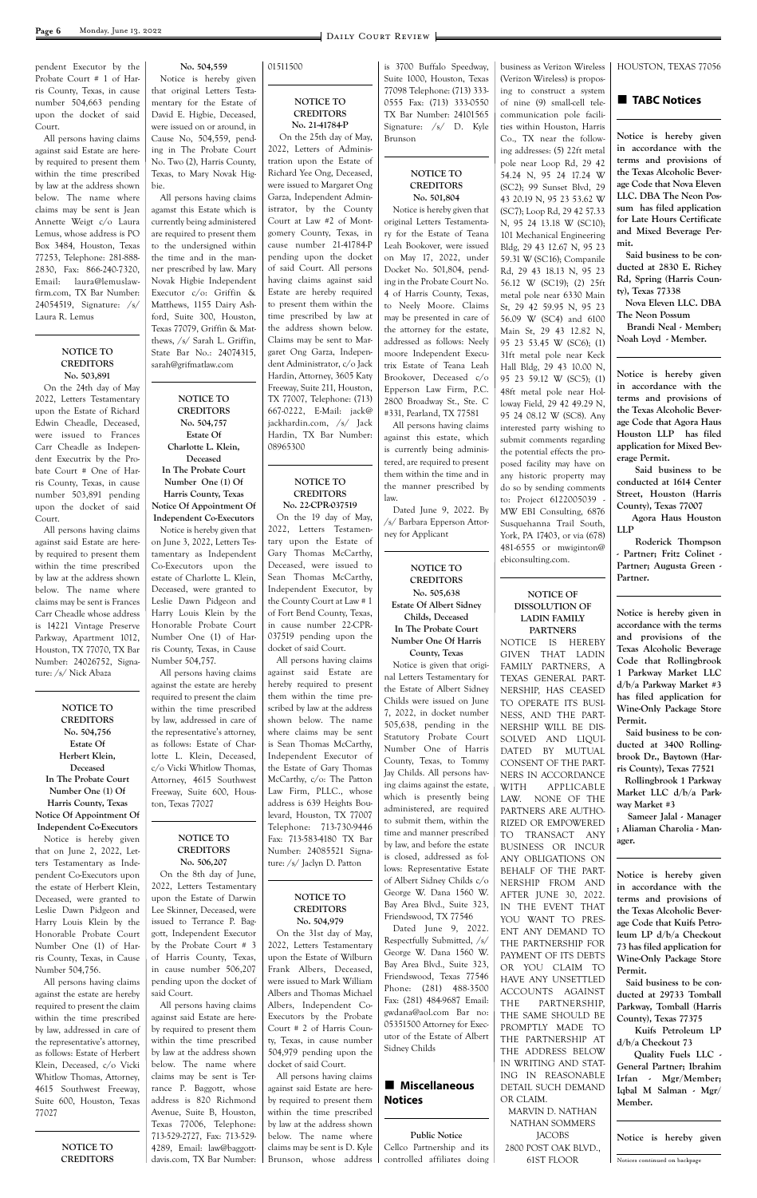pendent Executor by the Probate Court # 1 of Harris County, Texas, in cause number 504,663 pending upon the docket of said Court.

All persons having claims against said Estate are hereby required to present them within the time prescribed by law at the address shown below. The name where claims may be sent is Jean Annette Weigt c/o Laura Lemus, whose address is PO Box 3484, Houston, Texas 77253, Telephone: 281-888-2830, Fax: 866-240-7320, Email: laura@lemuslawfirm.com, TX Bar Number: 24054519, Signature: /s/ Laura R. Lemus

### NOTICE TO CREDITORS
### No. 503,891

On the 24th day of May 2022, Letters Testamentary upon the Estate of Richard Edwin Cheadle, Deceased, were issued to Frances Carr Cheadle as Independent Executrix by the Probate Court # One of Harris County, Texas, in cause number 503,891 pending upon the docket of said Court.

All persons having claims against said Estate are hereby required to present them within the time prescribed by law at the address shown below. The name where claims may be sent is Frances Carr Cheadle whose address is 14221 Vintage Preserve Parkway, Apartment 1012, Houston, TX 77070, TX Bar Number: 24026752, Signature: /s/ Nick Abaza

### NOTICE TO CREDITORS
### No. 504,756
### Estate Of Herbert Klein, Deceased
### In The Probate Court Number One (1) Of Harris County, Texas
### Notice Of Appointment Of Independent Co-Executors

Notice is hereby given that on June 2, 2022, Letters Testamentary as Independent Co-Executors upon the estate of Herbert Klein, Deceased, were granted to Leslie Dawn Pidgeon and Harry Louis Klein by the Honorable Probate Court Number One (1) of Harris County, Texas, in Cause Number 504,756.

All persons having claims against the estate are hereby required to present the claim within the time prescribed by law, addressed in care of the representative's attorney, as follows: Estate of Herbert Klein, Deceased, c/o Vicki Whitlow Thomas, Attorney, 4615 Southwest Freeway, Suite 600, Houston, Texas 77027

### NOTICE TO CREDITORS
### No. 504,559

Notice is hereby given that original Letters Testamentary for the Estate of David E. Higbie, Deceased, were issued on or around, in Cause No. 504,559, pending in The Probate Court No. Two (2), Harris County, Texas, to Mary Novak Higbie.

All persons having claims against this Estate which is currently being administered are required to present them to the undersigned within the time and in the manner prescribed by law. Mary Novak Higbie Independent Executor c/o: Griffin & Matthews, 1155 Dairy Ashford, Suite 300, Houston, Texas 77079, Griffin & Matthews, /s/ Sarah L. Griffin, State Bar No.: 24074315, sarah@grifmatlaw.com

### NOTICE TO CREDITORS
### No. 504,757
### Estate Of Charlotte L. Klein, Deceased
### In The Probate Court Number One (1) Of Harris County, Texas
### Notice Of Appointment Of Independent Co-Executors

Notice is hereby given that on June 3, 2022, Letters Testamentary as Independent Co-Executors upon the estate of Charlotte L. Klein, Deceased, were granted to Leslie Dawn Pidgeon and Harry Louis Klein by the Honorable Probate Court Number One (1) of Harris County, Texas, in Cause Number 504,757.

All persons having claims against the estate are hereby required to present the claim within the time prescribed by law, addressed in care of the representative's attorney, as follows: Estate of Charlotte L. Klein, Deceased, c/o Vicki Whitlow Thomas, Attorney, 4615 Southwest Freeway, Suite 600, Houston, Texas 77027

### NOTICE TO CREDITORS
### No. 506,207

On the 8th day of June, 2022, Letters Testamentary upon the Estate of Darwin Lee Skinner, Deceased, were issued to Terrance P. Baggott, Independent Executor by the Probate Court # 3 of Harris County, Texas, in cause number 506,207 pending upon the docket of said Court.

All persons having claims against said Estate are hereby required to present them within the time prescribed by law at the address shown below. The name where claims may be sent is Terrance P. Baggott, whose address is 820 Richmond Avenue, Suite B, Houston, Texas 77006, Telephone: 713-529-2727, Fax: 713-529-4289, Email: law@baggottdavis.com, TX Bar Number: 01511500

### NOTICE TO CREDITORS
### No. 21-41784-P

On the 25th day of May, 2022, Letters of Administration upon the Estate of Richard Yee Ong, Deceased, were issued to Margaret Ong Garza, Independent Administrator, by the County Court at Law #2 of Montgomery County, Texas, in cause number 21-41784-P pending upon the docket of said Court. All persons having claims against said Estate are hereby required to present them within the time prescribed by law at the address shown below. Claims may be sent to Margaret Ong Garza, Independent Administrator, c/o Jack Hardin, Attorney, 3605 Katy Freeway, Suite 211, Houston, TX 77007, Telephone: (713) 667-0222, E-Mail: jack@jackhardin.com, /s/ Jack Hardin, TX Bar Number: 08965300

### NOTICE TO CREDITORS
### No. 22-CPR-037519

On the 19 day of May, 2022, Letters Testamentary upon the Estate of Gary Thomas McCarthy, Deceased, were issued to Sean Thomas McCarthy, Independent Executor, by the County Court at Law # 1 of Fort Bend County, Texas, in cause number 22-CPR-037519 pending upon the docket of said Court.

All persons having claims against said Estate are hereby required to present them within the time prescribed by law at the address shown below. The name where claims may be sent is Sean Thomas McCarthy, Independent Executor of the Estate of Gary Thomas McCarthy, c/o: The Patton Law Firm, PLLC., whose address is 639 Heights Boulevard, Houston, TX 77007 Telephone: 713-730-9446 Fax: 713-583-4180 TX Bar Number: 24085521 Signature: /s/ Jaclyn D. Patton

### NOTICE TO CREDITORS
### No. 504,979

On the 31st day of May, 2022, Letters Testamentary upon the Estate of Wilburn Frank Albers, Deceased, were issued to Mark William Albers and Thomas Michael Albers, Independent Co-Executors by the Probate Court # 2 of Harris County, Texas, in cause number 504,979 pending upon the docket of said Court.

All persons having claims against said Estate are hereby required to present them within the time prescribed by law at the address shown below. The name where claims may be sent is D. Kyle Brunson, whose address is 3700 Buffalo Speedway, Suite 1000, Houston, Texas 77098 Telephone: (713) 333-0555 Fax: (713) 333-0550 TX Bar Number: 24101565 Signature: /s/ D. Kyle Brunson

### NOTICE TO CREDITORS
### No. 501,804

Notice is hereby given that original Letters Testamentary for the Estate of Teana Leah Bookover, were issued on May 17, 2022, under Docket No. 501,804, pending in the Probate Court No. 4 of Harris County, Texas, to Neely Moore. Claims may be presented in care of the attorney for the estate, addressed as follows: Neely moore Independent Executrix Estate of Teana Leah Brookover, Deceased c/o Epperson Law Firm, P.C. 2800 Broadway St., Ste. C #331, Pearland, TX 77581

All persons having claims against this estate, which is currently being administered, are required to present them within the time and in the manner prescribed by law.

Dated June 9, 2022. By /s/ Barbara Epperson Attorney for Applicant

### NOTICE TO CREDITORS
### No. 505,638
### Estate Of Albert Sidney Childs, Deceased
### In The Probate Court Number One Of Harris County, Texas

Notice is given that original Letters Testamentary for the Estate of Albert Sidney Childs were issued on June 7, 2022, in docket number 505,638, pending in the Statutory Probate Court Number One of Harris County, Texas, to Tommy Jay Childs. All persons having claims against the estate, which is presently being administered, are required to submit them, within the time and manner prescribed by law, and before the estate is closed, addressed as follows: Representative Estate of Albert Sidney Childs c/o George W. Dana 1560 W. Bay Area Blvd., Suite 323, Friendswood, TX 77546

Dated June 9, 2022. Respectfully Submitted, /s/ George W. Dana 1560 W. Bay Area Blvd., Suite 323, Friendswood, Texas 77546 Phone: (281) 488-3500 Fax: (281) 484-9687 Email: gwdana@aol.com Bar no: 05351500 Attorney for Executor of the Estate of Albert Sidney Childs

## Miscellaneous Notices

**Public Notice**

Cellco Partnership and its controlled affiliates doing business as Verizon Wireless (Verizon Wireless) is proposing to construct a system of nine (9) small-cell telecommunication pole facilities within Houston, Harris Co., TX near the following addresses: (5) 22ft metal pole near Loop Rd, 29 42 54.24 N, 95 24 17.24 W (SC2); 99 Sunset Blvd, 29 43 20.19 N, 95 23 53.62 W (SC7); Loop Rd, 29 42 57.33 N, 95 24 13.18 W (SC10); 101 Mechanical Engineering Bldg, 29 43 12.67 N, 95 23 59.31 W (SC16); Companile Rd, 29 43 18.13 N, 95 23 56.12 W (SC19); (2) 25ft metal pole near 6330 Main St, 29 42 59.95 N, 95 23 56.09 W (SC4) and 6100 Main St, 29 43 12.82 N, 95 23 53.45 W (SC6); (1) 31ft metal pole near Keck Hall Bldg, 29 43 10.00 N, 95 23 59.12 W (SC5); (1) 48ft metal pole near Holloway Field, 29 42 49.29 N, 95 24 08.12 W (SC8). Any interested party wishing to submit comments regarding the potential effects the proposed facility may have on any historic property may do so by sending comments to: Project 6122005039 - MW EBI Consulting, 6876 Susquehanna Trail South, York, PA 17403, or via (678) 481-6555 or mwiginton@ebiconsulting.com.

### NOTICE OF DISSOLUTION OF LADIN FAMILY PARTNERS

NOTICE IS HEREBY GIVEN THAT LADIN FAMILY PARTNERS, A TEXAS GENERAL PARTNERSHIP, HAS CEASED TO OPERATE ITS BUSINESS, AND THE PARTNERSHIP WILL BE DISSOLVED AND LIQUIDATED BY MUTUAL CONSENT OF THE PARTNERS IN ACCORDANCE WITH APPLICABLE LAW. NONE OF THE PARTNERS ARE AUTHORIZED OR EMPOWERED TO TRANSACT ANY BUSINESS OR INCUR ANY OBLIGATIONS ON BEHALF OF THE PARTNERSHIP FROM AND AFTER JUNE 30, 2022. IN THE EVENT THAT YOU WANT TO PRESENT ANY DEMAND TO THE PARTNERSHIP FOR PAYMENT OF ITS DEBTS OR YOU CLAIM TO HAVE ANY UNSETTLED ACCOUNTS AGAINST THE PARTNERSHIP, THE SAME SHOULD BE PROMPTLY MADE TO THE PARTNERSHIP AT THE ADDRESS BELOW IN WRITING AND STATING IN REASONABLE DETAIL SUCH DEMAND OR CLAIM.

MARVIN D. NATHAN
NATHAN SOMMERS JACOBS
2800 POST OAK BLVD., 61ST FLOOR
HOUSTON, TEXAS 77056

## TABC Notices

**Notice is hereby given in accordance with the terms and provisions of the Texas Alcoholic Beverage Code that Nova Eleven LLC. DBA The Neon Possum has filed application for Late Hours Certificate and Mixed Beverage Permit.**

**Said business to be conducted at 2830 E. Richey Rd, Spring (Harris County), Texas 77338**

**Nova Eleven LLC. DBA The Neon Possum**

**Brandi Neal - Member; Noah Loyd - Member.**

**Notice is hereby given in accordance with the terms and provisions of the Texas Alcoholic Beverage Code that Agora Haus Houston LLP has filed application for Mixed Beverage Permit.**

**Said business to be conducted at 1614 Center Street, Houston (Harris County), Texas 77007**

**Agora Haus Houston LLP**

**Roderick Thompson - Partner; Fritz Colinet - Partner; Augusta Green - Partner.**

**Notice is hereby given in accordance with the terms and provisions of the Texas Alcoholic Beverage Code that Rollingbrook 1 Parkway Market LLC d/b/a Parkway Market #3 has filed application for Wine-Only Package Store Permit.**

**Said business to be conducted at 3400 Rollingbrook Dr., Baytown (Harris County), Texas 77521**

**Rollingbrook 1 Parkway Market LLC d/b/a Parkway Market #3**

**Sameer Jalal - Manager ; Aliaman Charolia - Manager.**

**Notice is hereby given in accordance with the terms and provisions of the Texas Alcoholic Beverage Code that Kuifs Petroleum LP d/b/a Checkout 73 has filed application for Wine-Only Package Store Permit.**

**Said business to be conducted at 29733 Tomball Parkway, Tomball (Harris County), Texas 77375**

**Kuifs Petroleum LP d/b/a Checkout 73**

**Quality Fuels LLC - General Partner; Ibrahim Irfan - Mgr/Member; Iqbal M Salman - Mgr/ Member.**

**Notice is hereby given**

Notices continued on backpage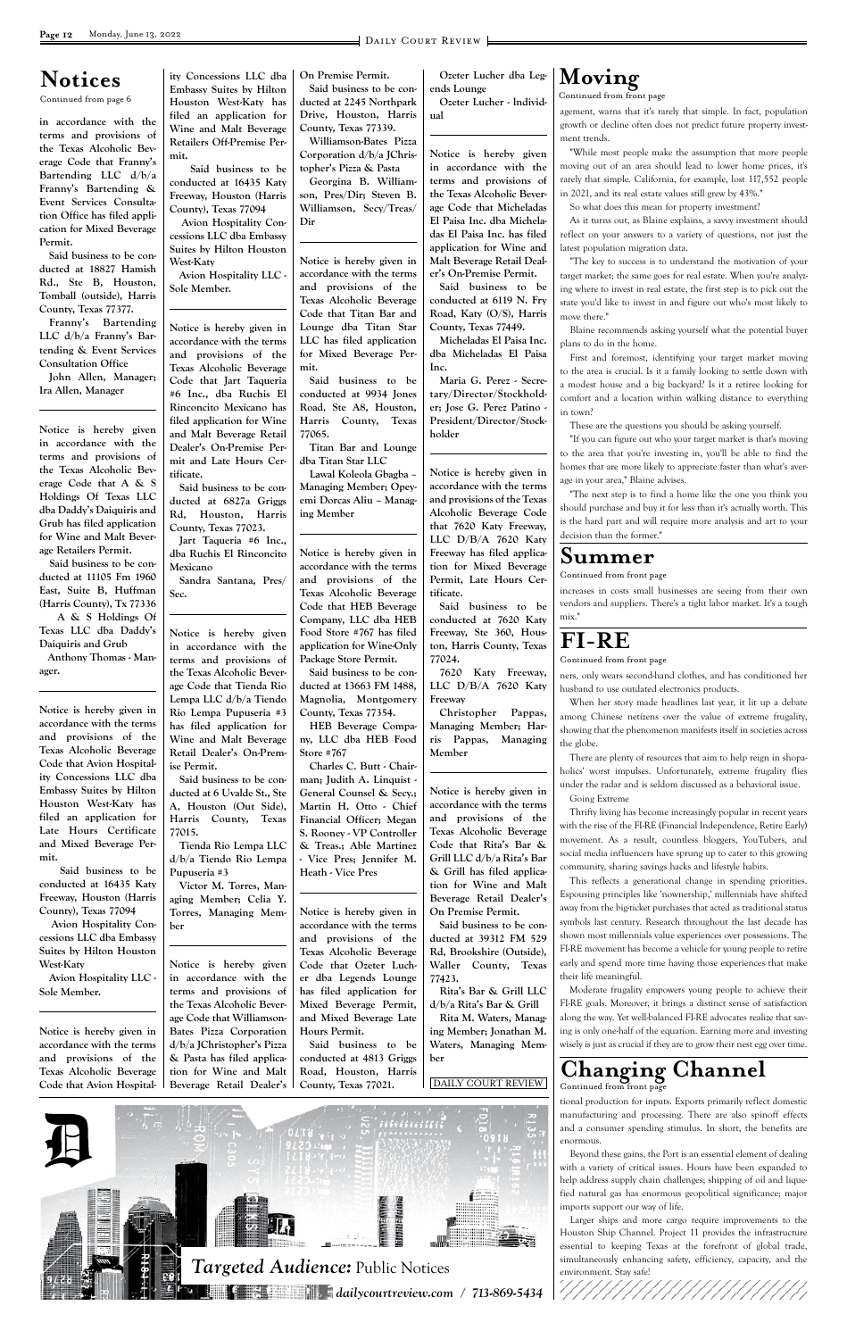# Notices

Continued from page 6

**in accordance with the terms and provisions of the Texas Alcoholic Beverage Code that Franny's Bartending d/b/a Franny's Bartending & Event Services Consultation Office has filed application for Mixed Beverage Permit.**

Said business to be conducted at 18827 Hamish Rd., Ste B, Houston, Tomball (outside), Harris County, Texas 77377.

Franny's Bartending LLC d/b/a Franny's Bartending & Event Services Consultation Office

John Allen, Manager; Ira Allen, Manager

---

**Notice is hereby given in accordance with the terms and provisions of the Texas Alcoholic Beverage Code that A & S Holdings Of Texas LLC dba Daddy's Daiquiris and Grub has filed application for Wine and Malt Beverage Retailers Permit.**

Said business to be conducted at 11105 Fm 1960 East, Suite B, Huffman (Harris County), Tx 77336

A & S Holdings Of Texas LLC dba Daddy's Daiquiris and Grub

Anthony Thomas - Manager.

---

**Notice is hereby given in accordance with the terms and provisions of the Texas Alcoholic Beverage Code that Avion Hospitality Concessions LLC dba Embassy Suites by Hilton Houston West-Katy has filed an application for Late Hours Certificate and Mixed Beverage Permit.**

Said business to be conducted at 16435 Katy Freeway, Houston (Harris County), Texas 77094

Avion Hospitality Concessions LLC dba Embassy Suites by Hilton Houston West-Katy

Avion Hospitality LLC - Sole Member.

---

**Notice is hereby given in accordance with the terms and provisions of the Texas Alcoholic Beverage Code that Avion Hospitality Concessions LLC dba Embassy Suites by Hilton Houston West-Katy has filed an application for Wine and Malt Beverage Retailers Off-Premise Permit.**

Said business to be conducted at 16435 Katy Freeway, Houston (Harris County), Texas 77094

Avion Hospitality Concessions LLC dba Embassy Suites by Hilton Houston West-Katy

Avion Hospitality LLC - Sole Member.

---

**Notice is hereby given in accordance with the terms and provisions of the Texas Alcoholic Beverage Code that Jart Taqueria #6 Inc., dba Ruchis El Rinconcito Mexicano has filed application for Wine and Malt Beverage Retail Dealer's On-Premise Permit and Late Hours Certificate.**

Said business to be conducted at 6827a Griggs Rd, Houston, Harris County, Texas 77023.

Jart Taqueria #6 Inc., dba Ruchis El Rinconcito Mexicano

Sandra Santana, Pres/Sec.

---

**Notice is hereby given in accordance with the terms and provisions of the Texas Alcoholic Beverage Code that Tienda Rio Lempa LLC d/b/a Tiendo Rio Lempa Pupuseria #3 has filed application for Wine and Malt Beverage Retail Dealer's On-Premise Permit.**

Said business to be conducted at 6 Uvalde St., Ste A, Houston (Out Side), Harris County, Texas 77015.

Tienda Rio Lempa LLC d/b/a Tiendo Rio Lempa Pupuseria #3

Victor M. Torres, Managing Member; Celia Y. Torres, Managing Member

---

**Notice is hereby given in accordance with the terms and provisions of the Texas Alcoholic Beverage Code that Williamson-Bates Pizza Corporation d/b/a JChristopher's Pizza & Pasta has filed application for Wine and Malt Beverage Retail Dealer's On Premise Permit.**

Said business to be conducted at 2245 Northpark Drive, Houston, Harris County, Texas 77339.

Williamson-Bates Pizza Corporation d/b/a JChristopher's Pizza & Pasta

Georgina B. Williamson, Pres/Dir; Steven B. Williamson, Secy/Treas/Dir

---

**Notice is hereby given in accordance with the terms and provisions of the Texas Alcoholic Beverage Code that Titan Bar and Lounge dba Titan Star LLC has filed application for Mixed Beverage Permit.**

Said business to be conducted at 9934 Jones Road, Ste A8, Houston, Harris County, Texas 77065.

Titan Bar and Lounge dba Titan Star LLC

Lawal Koleola Gbagba – Managing Member; Opeyemi Dorcas Aliu – Managing Member

---

**Notice is hereby given in accordance with the terms and provisions of the Texas Alcoholic Beverage Code that HEB Beverage Company, LLC dba HEB Food Store #767 has filed application for Wine-Only Package Store Permit.**

Said business to be conducted at 13663 FM 1488, Magnolia, Montgomery County, Texas 77354.

HEB Beverage Company, LLC dba HEB Food Store #767

Charles C. Butt - Chairman; Judith A. Linquist - General Counsel & Secy.; Martin H. Otto - Chief Financial Officer; Megan S. Rooney - VP Controller & Treas.; Able Martinez - Vice Pres; Jennifer M. Heath - Vice Pres

---

**Notice is hereby given in accordance with the terms and provisions of the Texas Alcoholic Beverage Code that Ozeter Lucher dba Legends Lounge has filed application for Mixed Beverage Permit, and Mixed Beverage Late Hours Permit.**

Said business to be conducted at 4813 Griggs Road, Houston, Harris County, Texas 77021.

Ozeter Lucher dba Legends Lounge

Ozeter Lucher - Individual

---

**Notice is hereby given in accordance with the terms and provisions of the Texas Alcoholic Beverage Code that Micheladas El Paisa Inc. dba Micheladas El Paisa Inc. has filed application for Wine and Malt Beverage Retail Dealer's On-Premise Permit.**

Said business to be conducted at 6119 N. Fry Road, Katy (O/S), Harris County, Texas 77449.

Micheladas El Paisa Inc. dba Micheladas El Paisa Inc.

Maria G. Perez - Secretary/Director/Stockholder; Jose G. Perez Patino - President/Director/Stockholder

---

**Notice is hereby given in accordance with the terms and provisions of the Texas Alcoholic Beverage Code that 7620 Katy Freeway, LLC D/B/A 7620 Katy Freeway has filed application for Mixed Beverage Permit, Late Hours Certificate.**

Said business to be conducted at 7620 Katy Freeway, Ste 360, Houston, Harris County, Texas 77024.

7620 Katy Freeway, LLC D/B/A 7620 Katy Freeway

Christopher Pappas, Managing Member; Harris Pappas, Managing Member

---

**Notice is hereby given in accordance with the terms and provisions of the Texas Alcoholic Beverage Code that Rita's Bar & Grill LLC d/b/a Rita's Bar & Grill has filed application for Wine and Malt Beverage Retail Dealer's On Premise Permit.**

Said business to be conducted at 39312 FM 529 Rd, Brookshire (Outside), Waller County, Texas 77423.

Rita's Bar & Grill LLC d/b/a Rita's Bar & Grill

Rita M. Waters, Managing Member; Jonathan M. Waters, Managing Member

DAILY COURT REVIEW

# Moving

Continued from front page

agement, warns that it's rarely that simple. In fact, population growth or decline often does not predict future property investment trends.

"While most people make the assumption that more people moving out of an area should lead to lower home prices, it's rarely that simple. California, for example, lost 117,552 people in 2021, and its real estate values still grew by 43%."

So what does this mean for property investment?

As it turns out, as Blaine explains, a savvy investment should reflect on your answers to a variety of questions, not just the latest population migration data.

"The key to success is to understand the motivation of your target market; the same goes for real estate. When you're analyzing where to invest in real estate, the first step is to pick out the state you'd like to invest in and figure out who's most likely to move there."

Blaine recommends asking yourself what the potential buyer plans to do in the home.

First and foremost, identifying your target market moving to the area is crucial. Is it a family looking to settle down with a modest house and a big backyard? Is it a retiree looking for comfort and a location within walking distance to everything in town?

These are the questions you should be asking yourself.

"If you can figure out who your target market is that's moving to the area that you're investing in, you'll be able to find the homes that are more likely to appreciate faster than what's average in your area," Blaine advises.

"The next step is to find a home like the one you think you should purchase and buy it for less than it's actually worth. This is the hard part and will require more analysis and art to your decision than the former."

# Summer

Continued from front page

increases in costs small businesses are seeing from their own vendors and suppliers. There's a tight labor market. It's a tough mix."

# FI-RE

Continued from front page

ners, only wears second-hand clothes, and has conditioned her husband to use outdated electronics products.

When her story made headlines last year, it lit up a debate among Chinese netizens over the value of extreme frugality, showing that the phenomenon manifests itself in societies across the globe.

There are plenty of resources that aim to help reign in shopaholics' worst impulses. Unfortunately, extreme frugality flies under the radar and is seldom discussed as a behavioral issue.

Going Extreme

Thrifty living has become increasingly popular in recent years with the rise of the FI-RE (Financial Independence, Retire Early) movement. As a result, countless bloggers, YouTubers, and social media influencers have sprung up to cater to this growing community, sharing savings hacks and lifestyle habits.

This reflects a generational change in spending priorities. Espousing principles like 'nownership,' millennials have shifted away from the big-ticket purchases that acted as traditional status symbols last century. Research throughout the last decade has shown most millennials value experiences over possessions. The FI-RE movement has become a vehicle for young people to retire early and spend more time having those experiences that make their life meaningful.

Moderate frugality empowers young people to achieve their FI-RE goals. Moreover, it brings a distinct sense of satisfaction along the way. Yet well-balanced FI-RE advocates realize that saving is only one-half of the equation. Earning more and investing wisely is just as crucial if they are to grow their nest egg over time.

# Changing Channel

Continued from front page

tional production for inputs. Exports primarily reflect domestic manufacturing and processing. There are also spinoff effects and a consumer spending stimulus. In short, the benefits are enormous.

Beyond these gains, the Port is an essential element of dealing with a variety of critical issues. Hours have been expanded to help address supply chain challenges; shipping of oil and liquefied natural gas has enormous geopolitical significance; major imports support our way of life.

Larger ships and more cargo require improvements to the Houston Ship Channel. Project 11 provides the infrastructure essential to keeping Texas at the forefront of global trade, simultaneously enhancing safety, efficiency, capacity, and the environment. Stay safe!

*Targeted Audience:* Public Notices

*dailycourtreview.com / 713-869-5434*